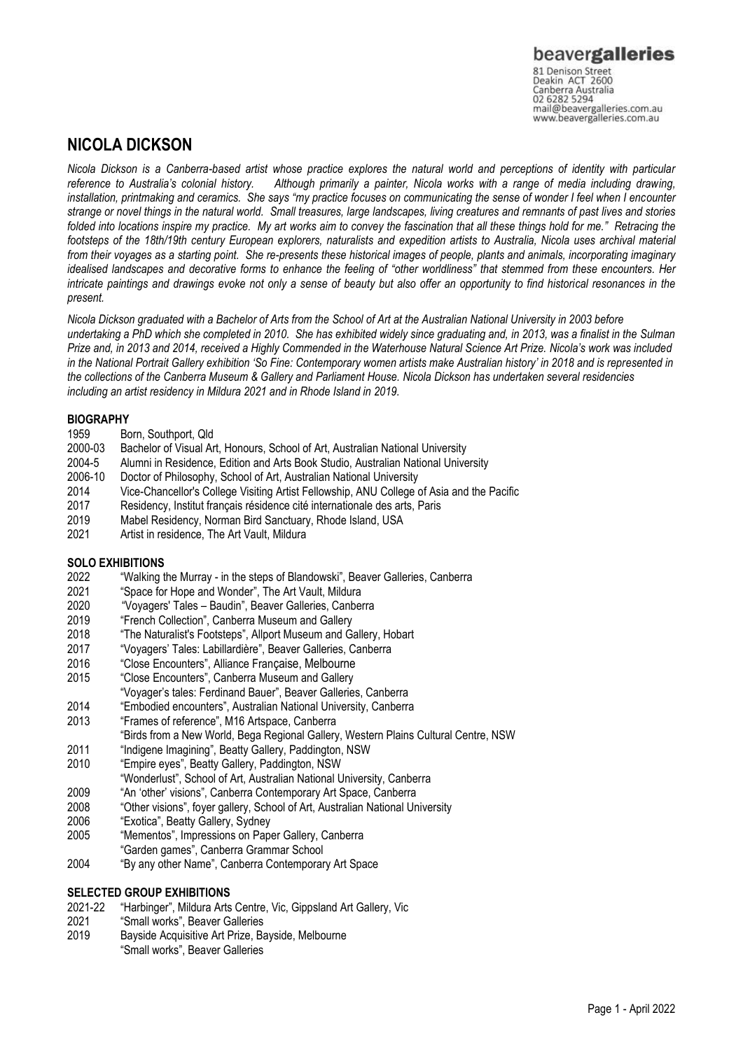beavergalleries
81 Denison Street
Deakin ACT 2600
Canberra Australia
02 6282 5294
mail@beavergalleries.com.au
www.beavergalleries.com.au

# NICOLA DICKSON

*Nicola Dickson is a Canberra-based artist whose practice explores the natural world and perceptions of identity with particular reference to Australia's colonial history. Although primarily a painter, Nicola works with a range of media including drawing, installation, printmaking and ceramics. She says "my practice focuses on communicating the sense of wonder I feel when I encounter strange or novel things in the natural world. Small treasures, large landscapes, living creatures and remnants of past lives and stories folded into locations inspire my practice. My art works aim to convey the fascination that all these things hold for me." Retracing the footsteps of the 18th/19th century European explorers, naturalists and expedition artists to Australia, Nicola uses archival material from their voyages as a starting point. She re-presents these historical images of people, plants and animals, incorporating imaginary idealised landscapes and decorative forms to enhance the feeling of "other worldliness" that stemmed from these encounters. Her intricate paintings and drawings evoke not only a sense of beauty but also offer an opportunity to find historical resonances in the present.*

*Nicola Dickson graduated with a Bachelor of Arts from the School of Art at the Australian National University in 2003 before undertaking a PhD which she completed in 2010. She has exhibited widely since graduating and, in 2013, was a finalist in the Sulman Prize and, in 2013 and 2014, received a Highly Commended in the Waterhouse Natural Science Art Prize. Nicola's work was included in the National Portrait Gallery exhibition 'So Fine: Contemporary women artists make Australian history' in 2018 and is represented in the collections of the Canberra Museum & Gallery and Parliament House. Nicola Dickson has undertaken several residencies including an artist residency in Mildura 2021 and in Rhode Island in 2019.*

## BIOGRAPHY

1959 Born, Southport, Qld
2000-03 Bachelor of Visual Art, Honours, School of Art, Australian National University
2004-5 Alumni in Residence, Edition and Arts Book Studio, Australian National University
2006-10 Doctor of Philosophy, School of Art, Australian National University
2014 Vice-Chancellor's College Visiting Artist Fellowship, ANU College of Asia and the Pacific
2017 Residency, Institut français résidence cité internationale des arts, Paris
2019 Mabel Residency, Norman Bird Sanctuary, Rhode Island, USA
2021 Artist in residence, The Art Vault, Mildura

## SOLO EXHIBITIONS

2022 "Walking the Murray - in the steps of Blandowski", Beaver Galleries, Canberra
2021 "Space for Hope and Wonder", The Art Vault, Mildura
2020 "Voyagers' Tales – Baudin", Beaver Galleries, Canberra
2019 "French Collection", Canberra Museum and Gallery
2018 "The Naturalist's Footsteps", Allport Museum and Gallery, Hobart
2017 "Voyagers' Tales: Labillardière", Beaver Galleries, Canberra
2016 "Close Encounters", Alliance Française, Melbourne
2015 "Close Encounters", Canberra Museum and Gallery
"Voyager's tales: Ferdinand Bauer", Beaver Galleries, Canberra
2014 "Embodied encounters", Australian National University, Canberra
2013 "Frames of reference", M16 Artspace, Canberra
"Birds from a New World, Bega Regional Gallery, Western Plains Cultural Centre, NSW
2011 "Indigene Imagining", Beatty Gallery, Paddington, NSW
2010 "Empire eyes", Beatty Gallery, Paddington, NSW
"Wonderlust", School of Art, Australian National University, Canberra
2009 "An 'other' visions", Canberra Contemporary Art Space, Canberra
2008 "Other visions", foyer gallery, School of Art, Australian National University
2006 "Exotica", Beatty Gallery, Sydney
2005 "Mementos", Impressions on Paper Gallery, Canberra
"Garden games", Canberra Grammar School
2004 "By any other Name", Canberra Contemporary Art Space

## SELECTED GROUP EXHIBITIONS

2021-22 "Harbinger", Mildura Arts Centre, Vic, Gippsland Art Gallery, Vic
2021 "Small works", Beaver Galleries
2019 Bayside Acquisitive Art Prize, Bayside, Melbourne
"Small works", Beaver Galleries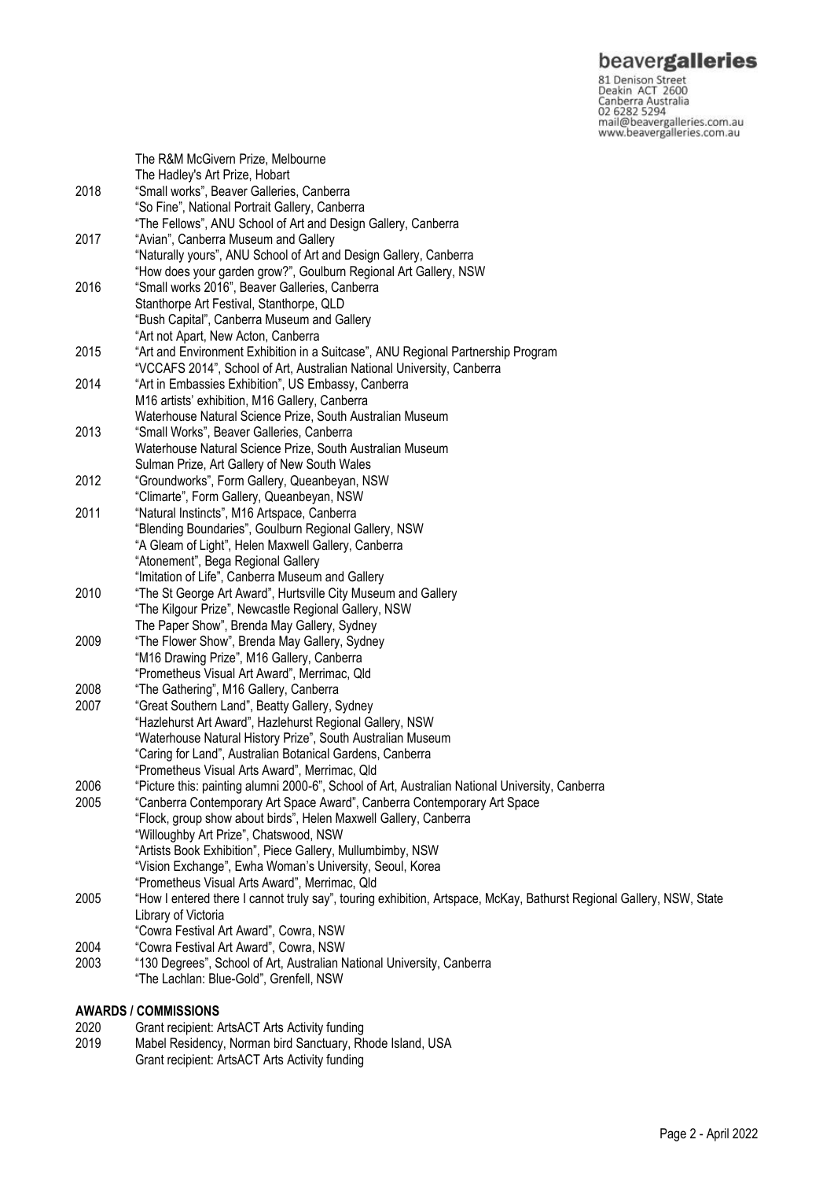| | |
|---|---|
| | The R&M McGivern Prize, Melbourne |
| | The Hadley's Art Prize, Hobart |
| 2018 | "Small works", Beaver Galleries, Canberra |
| | "So Fine", National Portrait Gallery, Canberra |
| | "The Fellows", ANU School of Art and Design Gallery, Canberra |
| 2017 | "Avian", Canberra Museum and Gallery |
| | "Naturally yours", ANU School of Art and Design Gallery, Canberra |
| | "How does your garden grow?", Goulburn Regional Art Gallery, NSW |
| 2016 | "Small works 2016", Beaver Galleries, Canberra |
| | Stanthorpe Art Festival, Stanthorpe, QLD |
| | "Bush Capital", Canberra Museum and Gallery |
| | "Art not Apart, New Acton, Canberra |
| 2015 | "Art and Environment Exhibition in a Suitcase", ANU Regional Partnership Program |
| | "VCCAFS 2014", School of Art, Australian National University, Canberra |
| 2014 | "Art in Embassies Exhibition", US Embassy, Canberra |
| | M16 artists' exhibition, M16 Gallery, Canberra |
| | Waterhouse Natural Science Prize, South Australian Museum |
| 2013 | "Small Works", Beaver Galleries, Canberra |
| | Waterhouse Natural Science Prize, South Australian Museum |
| | Sulman Prize, Art Gallery of New South Wales |
| 2012 | "Groundworks", Form Gallery, Queanbeyan, NSW |
| | "Climarte", Form Gallery, Queanbeyan, NSW |
| 2011 | "Natural Instincts", M16 Artspace, Canberra |
| | "Blending Boundaries", Goulburn Regional Gallery, NSW |
| | "A Gleam of Light", Helen Maxwell Gallery, Canberra |
| | "Atonement", Bega Regional Gallery |
| | "Imitation of Life", Canberra Museum and Gallery |
| 2010 | "The St George Art Award", Hurtsville City Museum and Gallery |
| | "The Kilgour Prize", Newcastle Regional Gallery, NSW |
| | The Paper Show", Brenda May Gallery, Sydney |
| 2009 | "The Flower Show", Brenda May Gallery, Sydney |
| | "M16 Drawing Prize", M16 Gallery, Canberra |
| | "Prometheus Visual Art Award", Merrimac, Qld |
| 2008 | "The Gathering", M16 Gallery, Canberra |
| 2007 | "Great Southern Land", Beatty Gallery, Sydney |
| | "Hazlehurst Art Award", Hazlehurst Regional Gallery, NSW |
| | "Waterhouse Natural History Prize", South Australian Museum |
| | "Caring for Land", Australian Botanical Gardens, Canberra |
| | "Prometheus Visual Arts Award", Merrimac, Qld |
| 2006 | "Picture this: painting alumni 2000-6", School of Art, Australian National University, Canberra |
| 2005 | "Canberra Contemporary Art Space Award", Canberra Contemporary Art Space |
| | "Flock, group show about birds", Helen Maxwell Gallery, Canberra |
| | "Willoughby Art Prize", Chatswood, NSW |
| | "Artists Book Exhibition", Piece Gallery, Mullumbimby, NSW |
| | "Vision Exchange", Ewha Woman's University, Seoul, Korea |
| | "Prometheus Visual Arts Award", Merrimac, Qld |
| 2005 | "How I entered there I cannot truly say", touring exhibition, Artspace, McKay, Bathurst Regional Gallery, NSW, State Library of Victoria |
| | "Cowra Festival Art Award", Cowra, NSW |
| 2004 | "Cowra Festival Art Award", Cowra, NSW |
| 2003 | "130 Degrees", School of Art, Australian National University, Canberra |
| | "The Lachlan: Blue-Gold", Grenfell, NSW |

**AWARDS / COMMISSIONS**

| | |
|---|---|
| 2020 | Grant recipient: ArtsACT Arts Activity funding |
| 2019 | Mabel Residency, Norman bird Sanctuary, Rhode Island, USA |
| | Grant recipient: ArtsACT Arts Activity funding |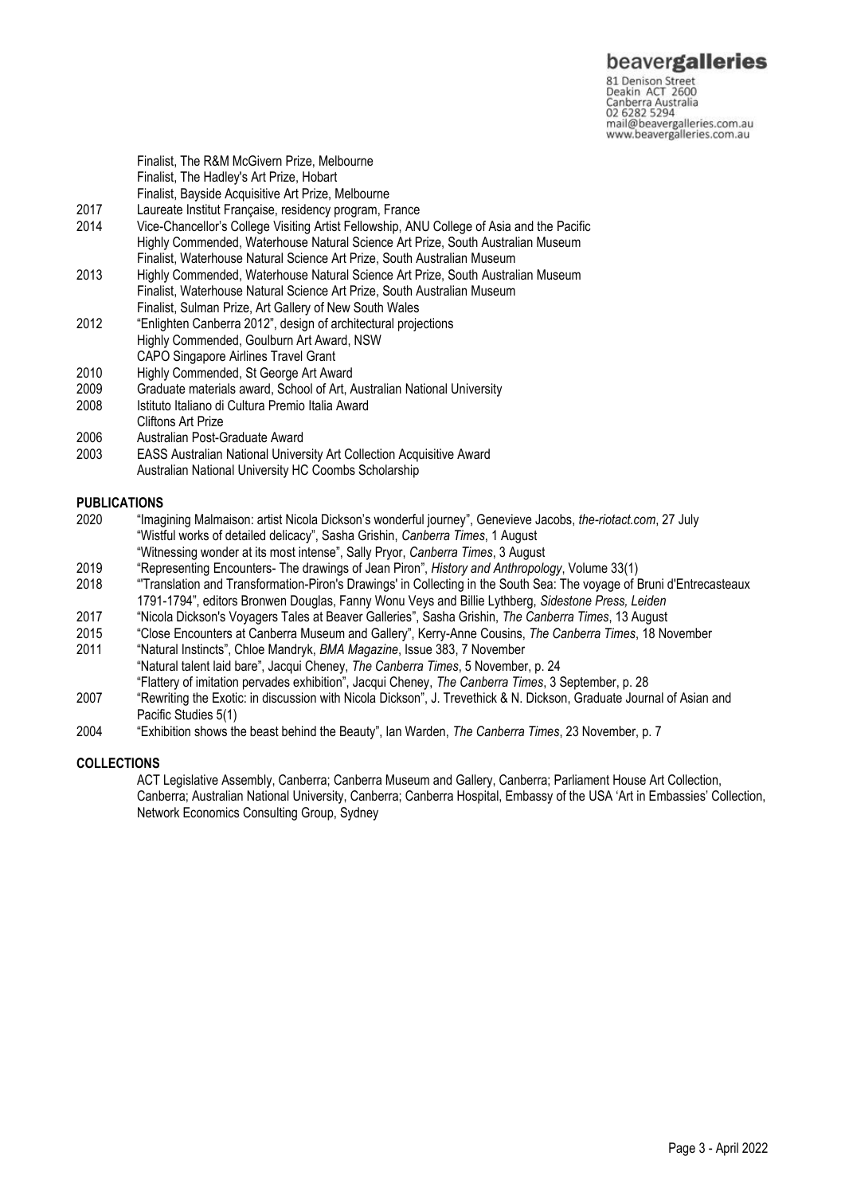Finalist, The R&M McGivern Prize, Melbourne
Finalist, The Hadley's Art Prize, Hobart
Finalist, Bayside Acquisitive Art Prize, Melbourne

2017 Laureate Institut Françaises, residency program, France

2014 Vice-Chancellor's College Visiting Artist Fellowship, ANU College of Asia and the Pacific
Highly Commended, Waterhouse Natural Science Art Prize, South Australian Museum
Finalist, Waterhouse Natural Science Art Prize, South Australian Museum

2013 Highly Commended, Waterhouse Natural Science Art Prize, South Australian Museum
Finalist, Waterhouse Natural Science Art Prize, South Australian Museum
Finalist, Sulman Prize, Art Gallery of New South Wales

2012 "Enlighten Canberra 2012", design of architectural projections
Highly Commended, Goulburn Art Award, NSW
CAPO Singapore Airlines Travel Grant

2010 Highly Commended, St George Art Award

2009 Graduate materials award, School of Art, Australian National University

2008 Istituto Italiano di Cultura Premio Italia Award
Cliftons Art Prize

2006 Australian Post-Graduate Award

2003 EASS Australian National University Art Collection Acquisitive Award
Australian National University HC Coombs Scholarship

## PUBLICATIONS

2020 "Imagining Malmaison: artist Nicola Dickson's wonderful journey", Genevieve Jacobs, *the-riotact.com*, 27 July
"Wistful works of detailed delicacy", Sasha Grishin, *Canberra Times*, 1 August
"Witnessing wonder at its most intense", Sally Pryor, *Canberra Times*, 3 August

2019 "Representing Encounters- The drawings of Jean Piron", *History and Anthropology*, Volume 33(1)

2018 "'Translation and Transformation-Piron's Drawings' in Collecting in the South Sea: The voyage of Bruni d'Entrecasteaux 1791-1794", editors Bronwen Douglas, Fanny Wonu Veys and Billie Lythberg, *Sidestone Press, Leiden*

2017 "Nicola Dickson's Voyagers Tales at Beaver Galleries", Sasha Grishin, *The Canberra Times*, 13 August

2015 "Close Encounters at Canberra Museum and Gallery", Kerry-Anne Cousins, *The Canberra Times*, 18 November

2011 "Natural Instincts", Chloe Mandryk, *BMA Magazine*, Issue 383, 7 November
"Natural talent laid bare", Jacqui Cheney, *The Canberra Times*, 5 November, p. 24
"Flattery of imitation pervades exhibition", Jacqui Cheney, *The Canberra Times*, 3 September, p. 28

2007 "Rewriting the Exotic: in discussion with Nicola Dickson", J. Trevethick & N. Dickson, Graduate Journal of Asian and Pacific Studies 5(1)

2004 "Exhibition shows the beast behind the Beauty", Ian Warden, *The Canberra Times*, 23 November, p. 7

## COLLECTIONS

ACT Legislative Assembly, Canberra; Canberra Museum and Gallery, Canberra; Parliament House Art Collection, Canberra; Australian National University, Canberra; Canberra Hospital, Embassy of the USA 'Art in Embassies' Collection, Network Economics Consulting Group, Sydney